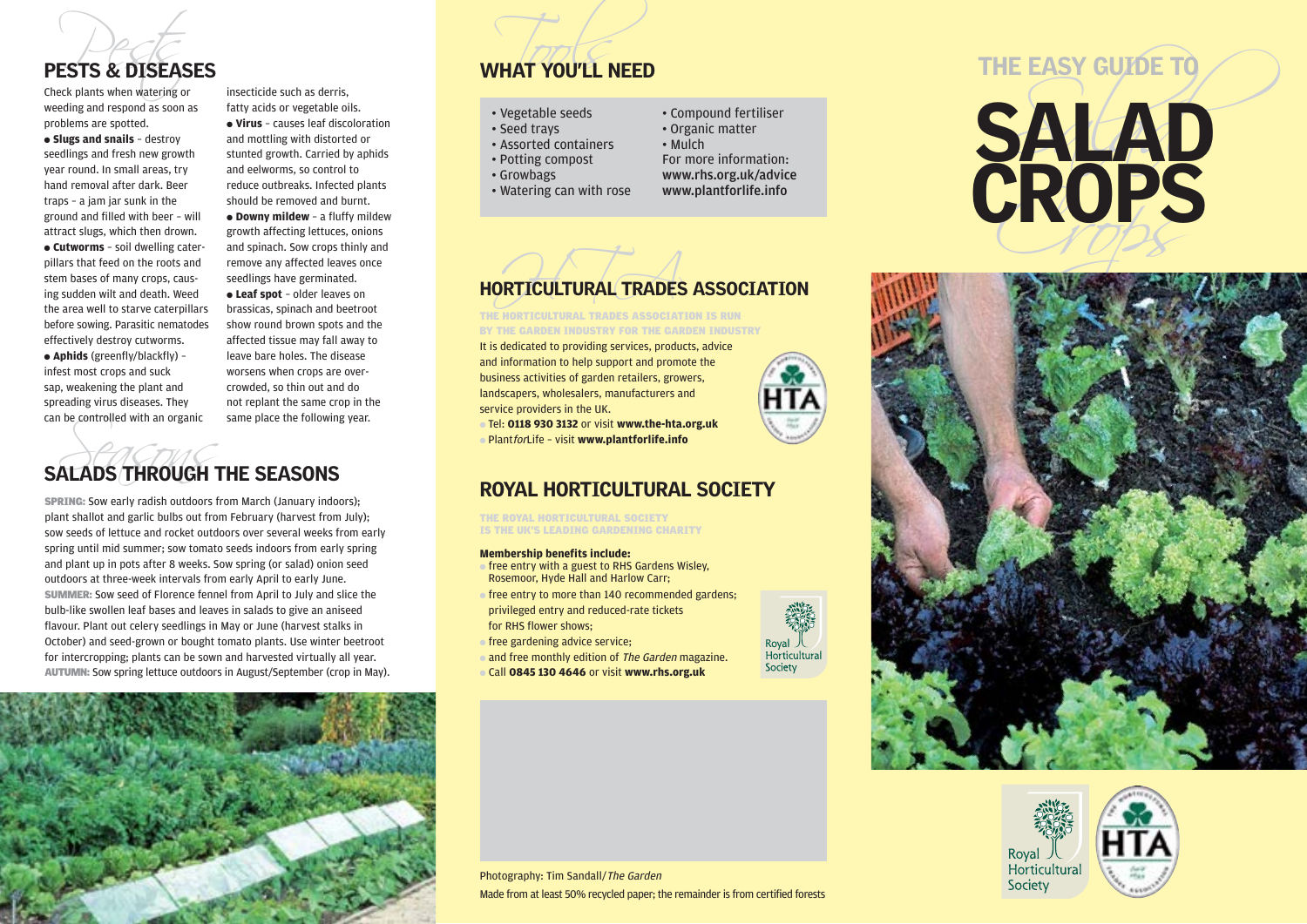## PESTS & DISEASES

Check plants when watering or weeding and respond as soon as problems are spotted.

- **Slugs and snails** – destroy seedlings and fresh new growth year round. In small areas, try hand removal after dark. Beer traps – a jam jar sunk in the ground and filled with beer – will attract slugs, which then drown.
- **Cutworms** – soil dwelling caterpillars that feed on the roots and stem bases of many crops, causing sudden wilt and death. Weed the area well to starve caterpillars before sowing. Parasitic nematodes effectively destroy cutworms.
- **Aphids** (greenfly/blackfly) – infest most crops and suck sap, weakening the plant and spreading virus diseases. They can be controlled with an organic insecticide such as derris, fatty acids or vegetable oils.
- **Virus** – causes leaf discoloration and mottling with distorted or stunted growth. Carried by aphids and eelworms, so control to reduce outbreaks. Infected plants should be removed and burnt.
- **Downy mildew** – a fluffy mildew growth affecting lettuces, onions and spinach. Sow crops thinly and remove any affected leaves once seedlings have germinated.
- **Leaf spot** – older leaves on brassicas, spinach and beetroot show round brown spots and the affected tissue may fall away to leave bare holes. The disease worsens when crops are overcrowded, so thin out and do not replant the same crop in the same place the following year.

## SALADS THROUGH THE SEASONS

**SPRING:** Sow early radish outdoors from March (January indoors); plant shallot and garlic bulbs out from February (harvest from July); sow seeds of lettuce and rocket outdoors over several weeks from early spring until mid summer; sow tomato seeds indoors from early spring and plant up in pots after 8 weeks. Sow spring (or salad) onion seed outdoors at three-week intervals from early April to early June.
**SUMMER:** Sow seed of Florence fennel from April to July and slice the bulb-like swollen leaf bases and leaves in salads to give an aniseed flavour. Plant out celery seedlings in May or June (harvest stalks in October) and seed-grown or bought tomato plants. Use winter beetroot for intercropping; plants can be sown and harvested virtually all year.
**AUTUMN:** Sow spring lettuce outdoors in August/September (crop in May).

## WHAT YOU'LL NEED

- Vegetable seeds
- Seed trays
- Assorted containers
- Potting compost
- Growbags
- Watering can with rose
- Compound fertiliser
- Organic matter
- Mulch

For more information:
**www.rhs.org.uk/advice**
**www.plantforlife.info**

## HORTICULTURAL TRADES ASSOCIATION

THE HORTICULTURAL TRADES ASSOCIATION IS RUN BY THE GARDEN INDUSTRY FOR THE GARDEN INDUSTRY

It is dedicated to providing services, products, advice and information to help support and promote the business activities of garden retailers, growers, landscapers, wholesalers, manufacturers and service providers in the UK.

- Tel: **0118 930 3132** or visit **www.the-hta.org.uk**
- Plant*for*Life – visit **www.plantforlife.info**

## ROYAL HORTICULTURAL SOCIETY

THE ROYAL HORTICULTURAL SOCIETY IS THE UK'S LEADING GARDENING CHARITY

**Membership benefits include:**

- free entry with a guest to RHS Gardens Wisley, Rosemoor, Hyde Hall and Harlow Carr;
- free entry to more than 140 recommended gardens; privileged entry and reduced-rate tickets for RHS flower shows;
- free gardening advice service;
- and free monthly edition of *The Garden* magazine.
- Call **0845 130 4646** or visit **www.rhs.org.uk**

Photography: Tim Sandall/*The Garden*
Made from at least 50% recycled paper; the remainder is from certified forests

# THE EASY GUIDE TO SALAD CROPS

Royal Horticultural Society

HTA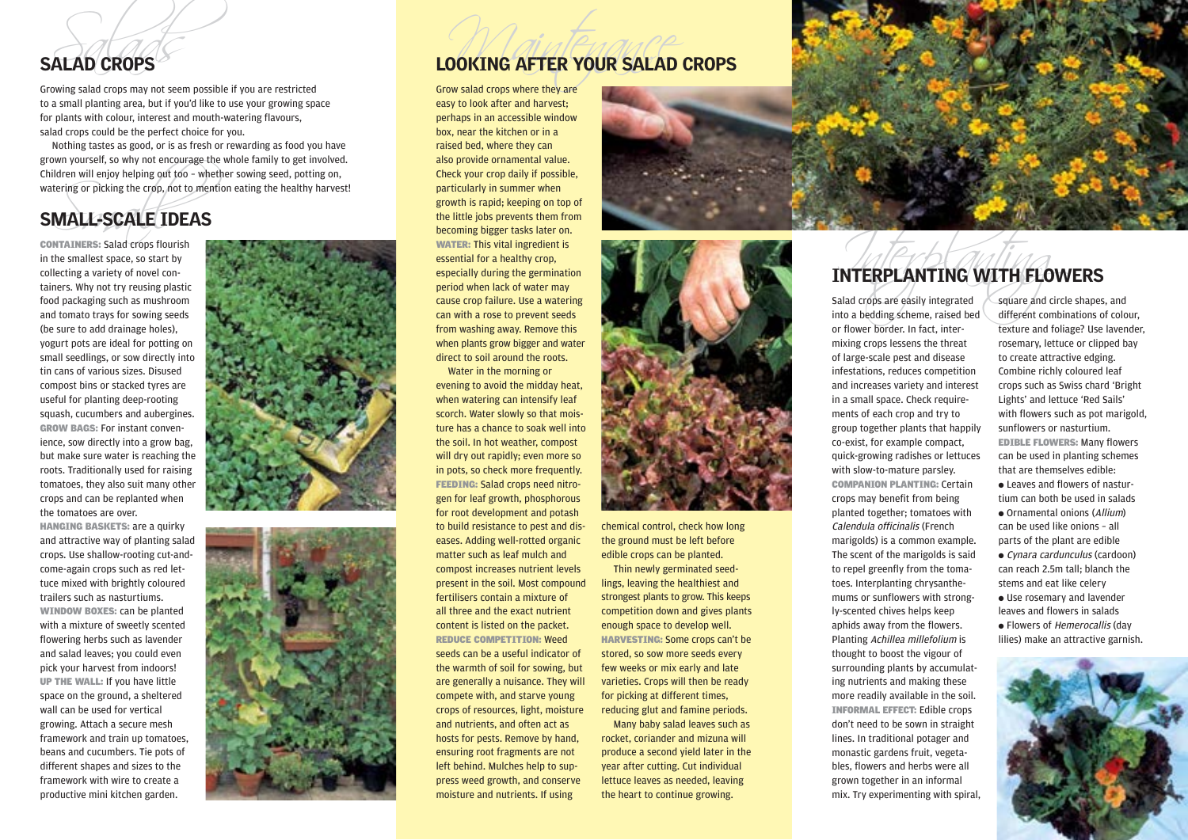## SALAD CROPS

Growing salad crops may not seem possible if you are restricted to a small planting area, but if you'd like to use your growing space for plants with colour, interest and mouth-watering flavours, salad crops could be the perfect choice for you.

Nothing tastes as good, or is as fresh or rewarding as food you have grown yourself, so why not encourage the whole family to get involved. Children will enjoy helping out too – whether sowing seed, potting on, watering or picking the crop, not to mention eating the healthy harvest!

## SMALL-SCALE IDEAS

**CONTAINERS:** Salad crops flourish in the smallest space, so start by collecting a variety of novel containers. Why not try reusing plastic food packaging such as mushroom and tomato trays for sowing seeds (be sure to add drainage holes), yogurt pots are ideal for potting on small seedlings, or sow directly into tin cans of various sizes. Disused compost bins or stacked tyres are useful for planting deep-rooting squash, cucumbers and aubergines.
**GROW BAGS:** For instant convenience, sow directly into a grow bag, but make sure water is reaching the roots. Traditionally used for raising tomatoes, they also suit many other crops and can be replanted when the tomatoes are over.
**HANGING BASKETS:** are a quirky and attractive way of planting salad crops. Use shallow-rooting cut-and-come-again crops such as red lettuce mixed with brightly coloured trailers such as nasturtiums.
**WINDOW BOXES:** can be planted with a mixture of sweetly scented flowering herbs such as lavender and salad leaves; you could even pick your harvest from indoors!
**UP THE WALL:** If you have little space on the ground, a sheltered wall can be used for vertical growing. Attach a secure mesh framework and train up tomatoes, beans and cucumbers. Tie pots of different shapes and sizes to the framework with wire to create a productive mini kitchen garden.

## LOOKING AFTER YOUR SALAD CROPS

Grow salad crops where they are easy to look after and harvest; perhaps in an accessible window box, near the kitchen or in a raised bed, where they can also provide ornamental value. Check your crop daily if possible, particularly in summer when growth is rapid; keeping on top of the little jobs prevents them from becoming bigger tasks later on.
**WATER:** This vital ingredient is essential for a healthy crop, especially during the germination period when lack of water may cause crop failure. Use a watering can with a rose to prevent seeds from washing away. Remove this when plants grow bigger and water direct to soil around the roots.

Water in the morning or evening to avoid the midday heat, when watering can intensify leaf scorch. Water slowly so that moisture has a chance to soak well into the soil. In hot weather, compost will dry out rapidly; even more so in pots, so check more frequently.
**FEEDING:** Salad crops need nitrogen for leaf growth, phosphorous for root development and potash to build resistance to pest and diseases. Adding well-rotted organic matter such as leaf mulch and compost increases nutrient levels present in the soil. Most compound fertilisers contain a mixture of all three and the exact nutrient content is listed on the packet.
**REDUCE COMPETITION:** Weed seeds can be a useful indicator of the warmth of soil for sowing, but are generally a nuisance. They will compete with, and starve young crops of resources, light, moisture and nutrients, and often act as hosts for pests. Remove by hand, ensuring root fragments are not left behind. Mulches help to suppress weed growth, and conserve moisture and nutrients. If using chemical control, check how long the ground must be left before edible crops can be planted.

Thin newly germinated seedlings, leaving the healthiest and strongest plants to grow. This keeps competition down and gives plants enough space to develop well.
**HARVESTING:** Some crops can't be stored, so sow more seeds every few weeks or mix early and late varieties. Crops will then be ready for picking at different times, reducing glut and famine periods.

Many baby salad leaves such as rocket, coriander and mizuna will produce a second yield later in the year after cutting. Cut individual lettuce leaves as needed, leaving the heart to continue growing.

## INTERPLANTING WITH FLOWERS

Salad crops are easily integrated into a bedding scheme, raised bed or flower border. In fact, intermixing crops lessens the threat of large-scale pest and disease infestations, reduces competition and increases variety and interest in a small space. Check requirements of each crop and try to group together plants that happily co-exist, for example compact, quick-growing radishes or lettuces with slow-to-mature parsley.
**COMPANION PLANTING:** Certain crops may benefit from being planted together; tomatoes with *Calendula officinalis* (French marigolds) is a common example. The scent of the marigolds is said to repel greenfly from the tomatoes. Interplanting chrysanthemums or sunflowers with strongly-scented chives helps keep aphids away from the flowers. Planting *Achillea millefolium* is thought to boost the vigour of surrounding plants by accumulating nutrients and making these more readily available in the soil.
**INFORMAL EFFECT:** Edible crops don't need to be sown in straight lines. In traditional potager and monastic gardens fruit, vegetables, flowers and herbs were all grown together in an informal mix. Try experimenting with spiral, square and circle shapes, and different combinations of colour, texture and foliage? Use lavender, rosemary, lettuce or clipped bay to create attractive edging. Combine richly coloured leaf crops such as Swiss chard 'Bright Lights' and lettuce 'Red Sails' with flowers such as pot marigold, sunflowers or nasturtium.
**EDIBLE FLOWERS:** Many flowers can be used in planting schemes that are themselves edible:

- Leaves and flowers of nasturtium can both be used in salads
- Ornamental onions (*Allium*) can be used like onions – all parts of the plant are edible
- *Cynara cardunculus* (cardoon) can reach 2.5m tall; blanch the stems and eat like celery
- Use rosemary and lavender leaves and flowers in salads
- Flowers of *Hemerocallis* (day lilies) make an attractive garnish.